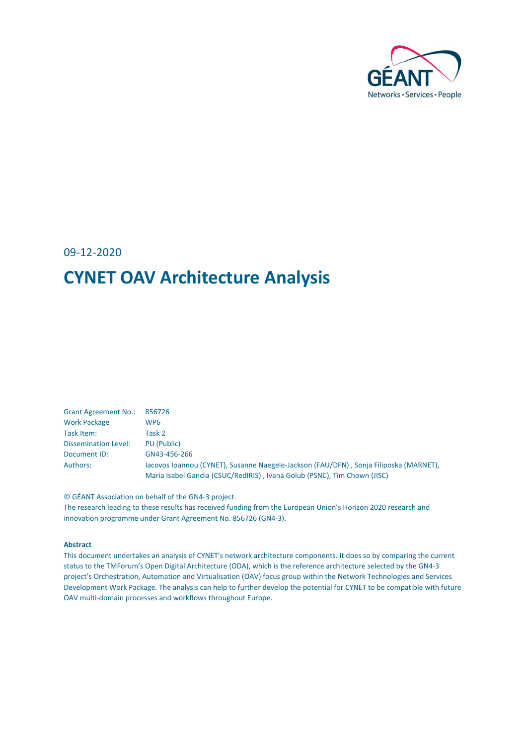GÉANT

Networks • Services • People

09-12-2020

# CYNET OAV Architecture Analysis

| | |
|---|---|
| Grant Agreement No.: | 856726 |
| Work Package | WP6 |
| Task Item: | Task 2 |
| Dissemination Level: | PU (Public) |
| Document ID: | GN43-456-266 |
| Authors: | Iacovos Ioannou (CYNET), Susanne Naegele-Jackson (FAU/DFN) , Sonja Filiposka (MARNET), Maria Isabel Gandia (CSUC/RedIRIS) , Ivana Golub (PSNC), Tim Chown (JISC) |

© GÉANT Association on behalf of the GN4-3 project.
The research leading to these results has received funding from the European Union's Horizon 2020 research and innovation programme under Grant Agreement No. 856726 (GN4-3).

**Abstract**

This document undertakes an analysis of CYNET's network architecture components. It does so by comparing the current status to the TMForum's Open Digital Architecture (ODA), which is the reference architecture selected by the GN4-3 project's Orchestration, Automation and Virtualisation (OAV) focus group within the Network Technologies and Services Development Work Package. The analysis can help to further develop the potential for CYNET to be compatible with future OAV multi-domain processes and workflows throughout Europe.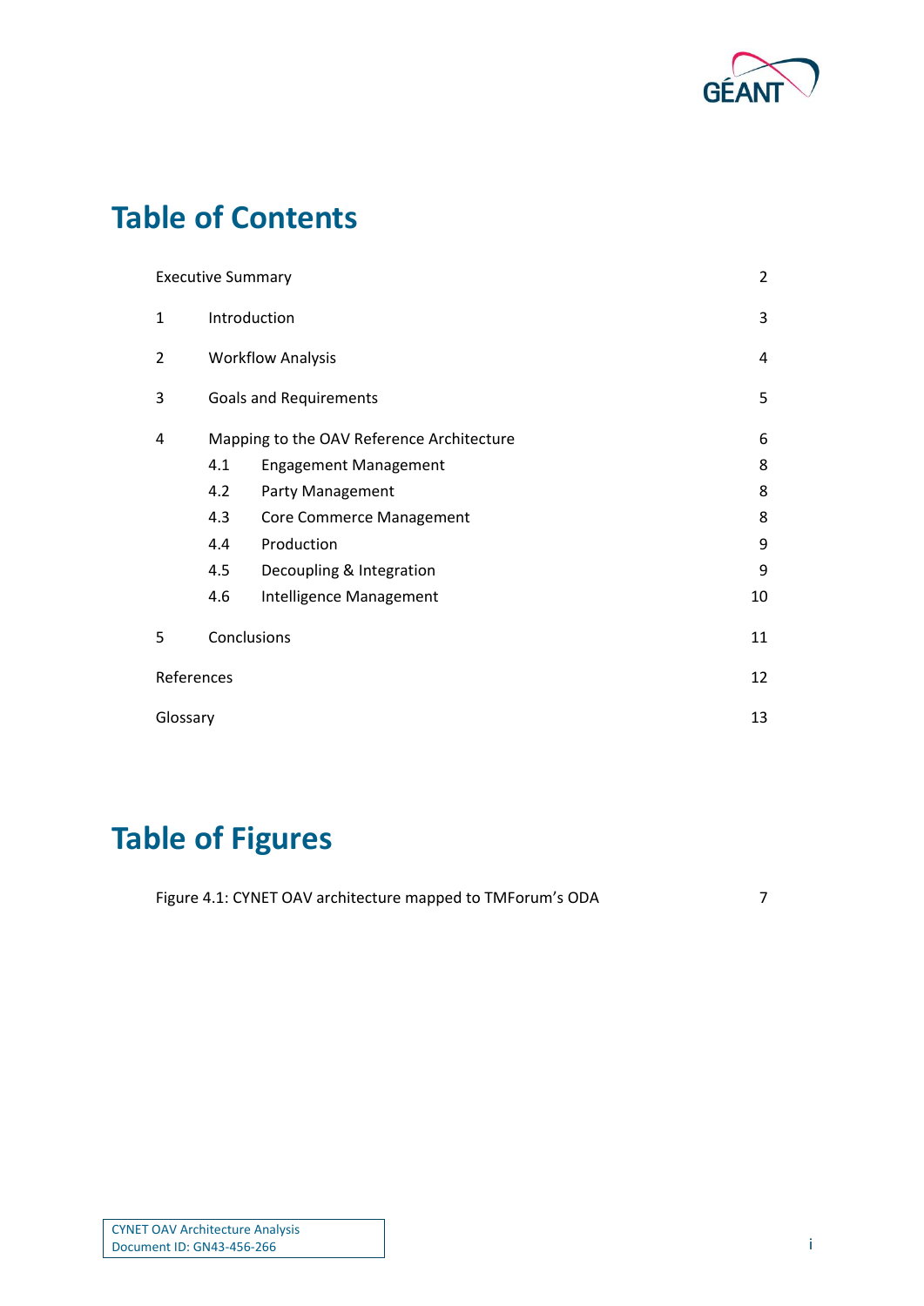# Table of Contents

| | | |
|---|---|---|
| Executive Summary | | 2 |
| 1 | Introduction | 3 |
| 2 | Workflow Analysis | 4 |
| 3 | Goals and Requirements | 5 |
| 4 | Mapping to the OAV Reference Architecture | 6 |
| | 4.1 Engagement Management | 8 |
| | 4.2 Party Management | 8 |
| | 4.3 Core Commerce Management | 8 |
| | 4.4 Production | 9 |
| | 4.5 Decoupling & Integration | 9 |
| | 4.6 Intelligence Management | 10 |
| 5 | Conclusions | 11 |
| References | | 12 |
| Glossary | | 13 |

# Table of Figures

| | |
|---|---|
| Figure 4.1: CYNET OAV architecture mapped to TMForum's ODA | 7 |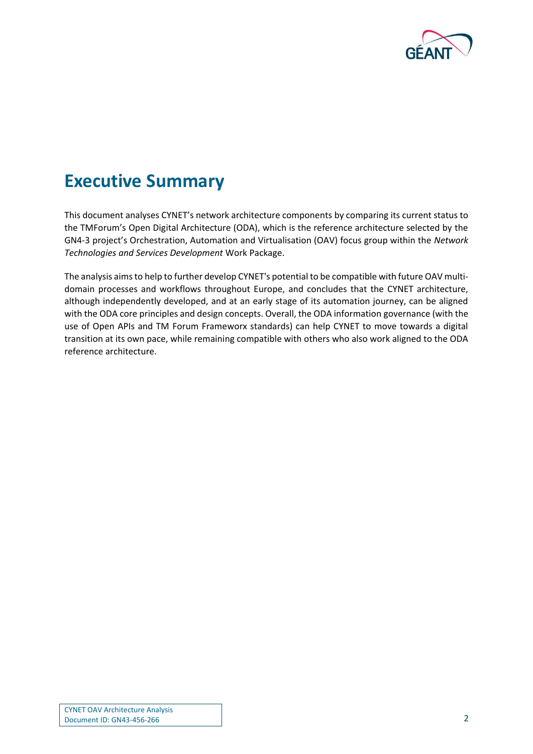# Executive Summary

This document analyses CYNET's network architecture components by comparing its current status to the TMForum's Open Digital Architecture (ODA), which is the reference architecture selected by the GN4-3 project's Orchestration, Automation and Virtualisation (OAV) focus group within the *Network Technologies and Services Development* Work Package.

The analysis aims to help to further develop CYNET's potential to be compatible with future OAV multi-domain processes and workflows throughout Europe, and concludes that the CYNET architecture, although independently developed, and at an early stage of its automation journey, can be aligned with the ODA core principles and design concepts. Overall, the ODA information governance (with the use of Open APIs and TM Forum Frameworx standards) can help CYNET to move towards a digital transition at its own pace, while remaining compatible with others who also work aligned to the ODA reference architecture.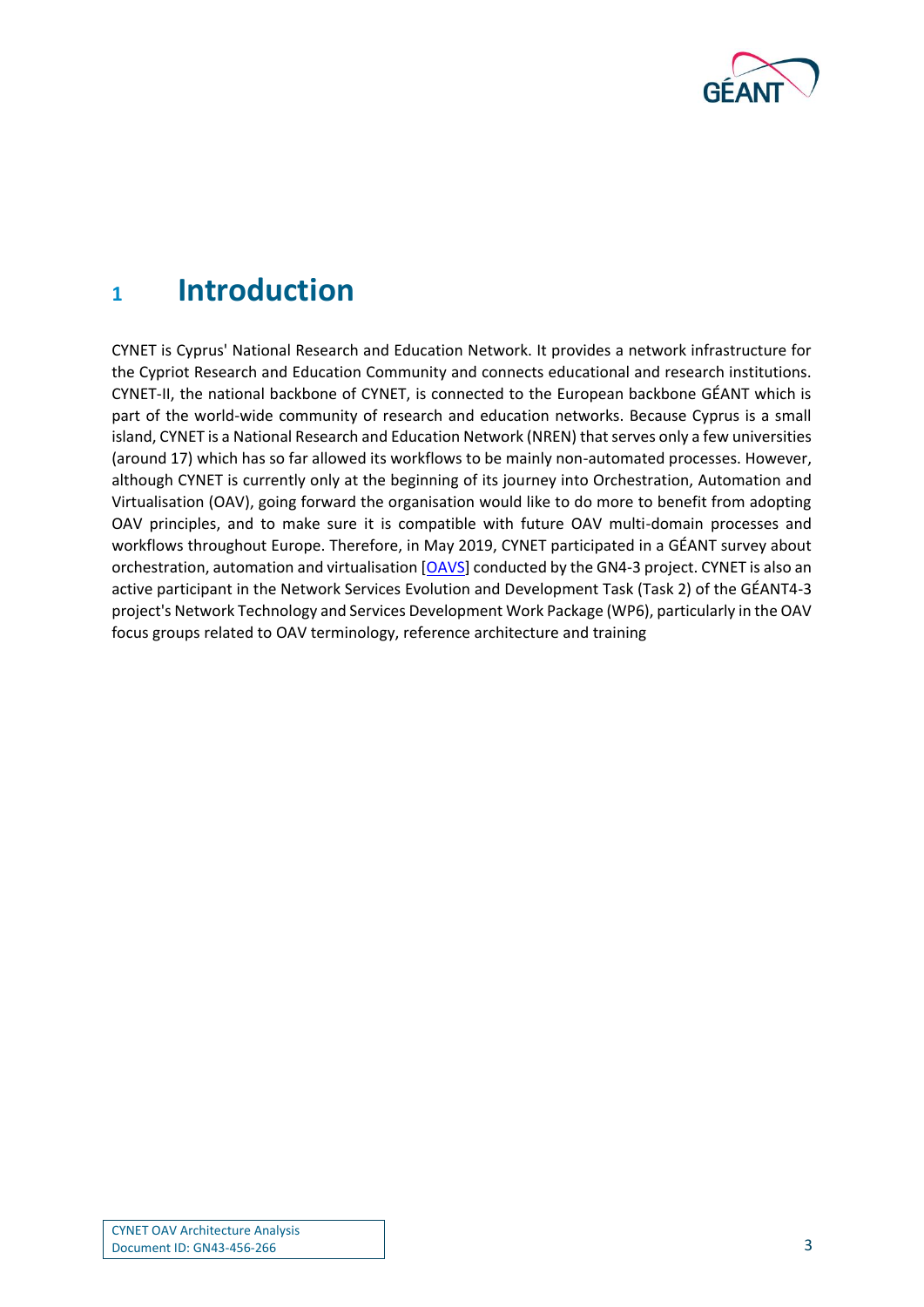# 1 Introduction

CYNET is Cyprus' National Research and Education Network. It provides a network infrastructure for the Cypriot Research and Education Community and connects educational and research institutions. CYNET-II, the national backbone of CYNET, is connected to the European backbone GÉANT which is part of the world-wide community of research and education networks. Because Cyprus is a small island, CYNET is a National Research and Education Network (NREN) that serves only a few universities (around 17) which has so far allowed its workflows to be mainly non-automated processes. However, although CYNET is currently only at the beginning of its journey into Orchestration, Automation and Virtualisation (OAV), going forward the organisation would like to do more to benefit from adopting OAV principles, and to make sure it is compatible with future OAV multi-domain processes and workflows throughout Europe. Therefore, in May 2019, CYNET participated in a GÉANT survey about orchestration, automation and virtualisation [OAVS] conducted by the GN4-3 project. CYNET is also an active participant in the Network Services Evolution and Development Task (Task 2) of the GÉANT4-3 project's Network Technology and Services Development Work Package (WP6), particularly in the OAV focus groups related to OAV terminology, reference architecture and training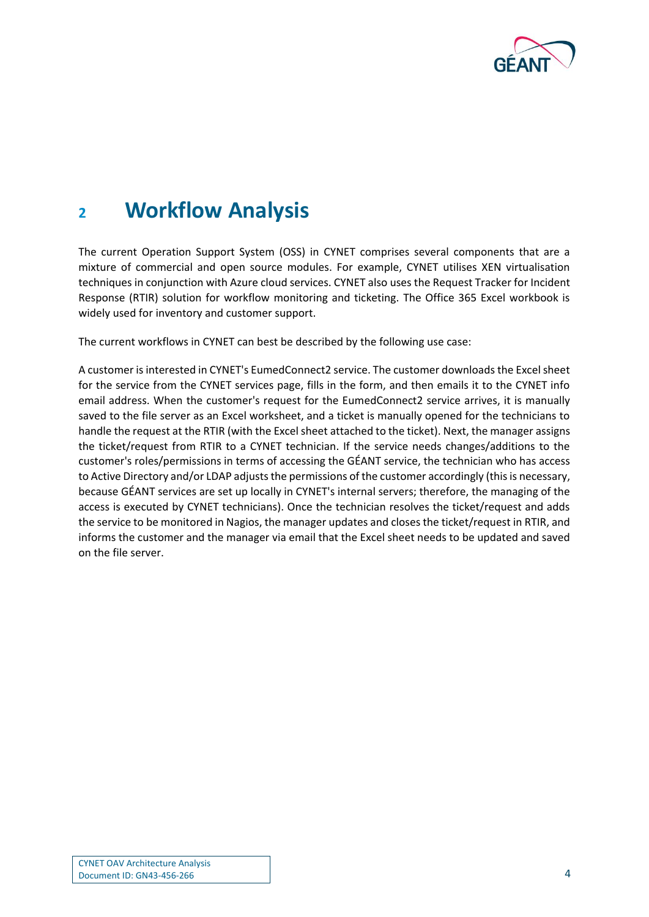# 2 Workflow Analysis

The current Operation Support System (OSS) in CYNET comprises several components that are a mixture of commercial and open source modules. For example, CYNET utilises XEN virtualisation techniques in conjunction with Azure cloud services. CYNET also uses the Request Tracker for Incident Response (RTIR) solution for workflow monitoring and ticketing. The Office 365 Excel workbook is widely used for inventory and customer support.

The current workflows in CYNET can best be described by the following use case:

A customer is interested in CYNET's EumedConnect2 service. The customer downloads the Excel sheet for the service from the CYNET services page, fills in the form, and then emails it to the CYNET info email address. When the customer's request for the EumedConnect2 service arrives, it is manually saved to the file server as an Excel worksheet, and a ticket is manually opened for the technicians to handle the request at the RTIR (with the Excel sheet attached to the ticket). Next, the manager assigns the ticket/request from RTIR to a CYNET technician. If the service needs changes/additions to the customer's roles/permissions in terms of accessing the GÉANT service, the technician who has access to Active Directory and/or LDAP adjusts the permissions of the customer accordingly (this is necessary, because GÉANT services are set up locally in CYNET's internal servers; therefore, the managing of the access is executed by CYNET technicians). Once the technician resolves the ticket/request and adds the service to be monitored in Nagios, the manager updates and closes the ticket/request in RTIR, and informs the customer and the manager via email that the Excel sheet needs to be updated and saved on the file server.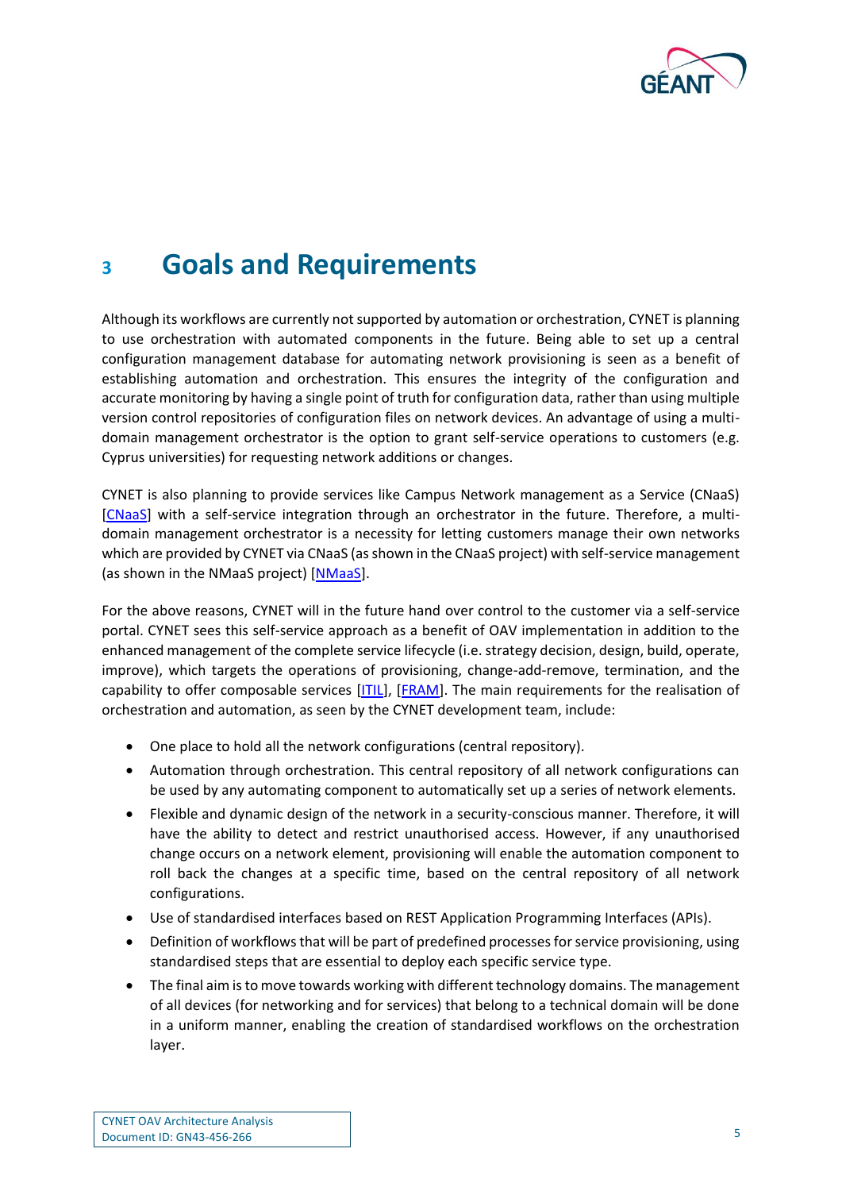# 3 Goals and Requirements

Although its workflows are currently not supported by automation or orchestration, CYNET is planning to use orchestration with automated components in the future. Being able to set up a central configuration management database for automating network provisioning is seen as a benefit of establishing automation and orchestration. This ensures the integrity of the configuration and accurate monitoring by having a single point of truth for configuration data, rather than using multiple version control repositories of configuration files on network devices. An advantage of using a multi-domain management orchestrator is the option to grant self-service operations to customers (e.g. Cyprus universities) for requesting network additions or changes.

CYNET is also planning to provide services like Campus Network management as a Service (CNaaS) [CNaaS] with a self-service integration through an orchestrator in the future. Therefore, a multi-domain management orchestrator is a necessity for letting customers manage their own networks which are provided by CYNET via CNaaS (as shown in the CNaaS project) with self-service management (as shown in the NMaaS project) [NMaaS].

For the above reasons, CYNET will in the future hand over control to the customer via a self-service portal. CYNET sees this self-service approach as a benefit of OAV implementation in addition to the enhanced management of the complete service lifecycle (i.e. strategy decision, design, build, operate, improve), which targets the operations of provisioning, change-add-remove, termination, and the capability to offer composable services [ITIL], [FRAM]. The main requirements for the realisation of orchestration and automation, as seen by the CYNET development team, include:

- One place to hold all the network configurations (central repository).
- Automation through orchestration. This central repository of all network configurations can be used by any automating component to automatically set up a series of network elements.
- Flexible and dynamic design of the network in a security-conscious manner. Therefore, it will have the ability to detect and restrict unauthorised access. However, if any unauthorised change occurs on a network element, provisioning will enable the automation component to roll back the changes at a specific time, based on the central repository of all network configurations.
- Use of standardised interfaces based on REST Application Programming Interfaces (APIs).
- Definition of workflows that will be part of predefined processes for service provisioning, using standardised steps that are essential to deploy each specific service type.
- The final aim is to move towards working with different technology domains. The management of all devices (for networking and for services) that belong to a technical domain will be done in a uniform manner, enabling the creation of standardised workflows on the orchestration layer.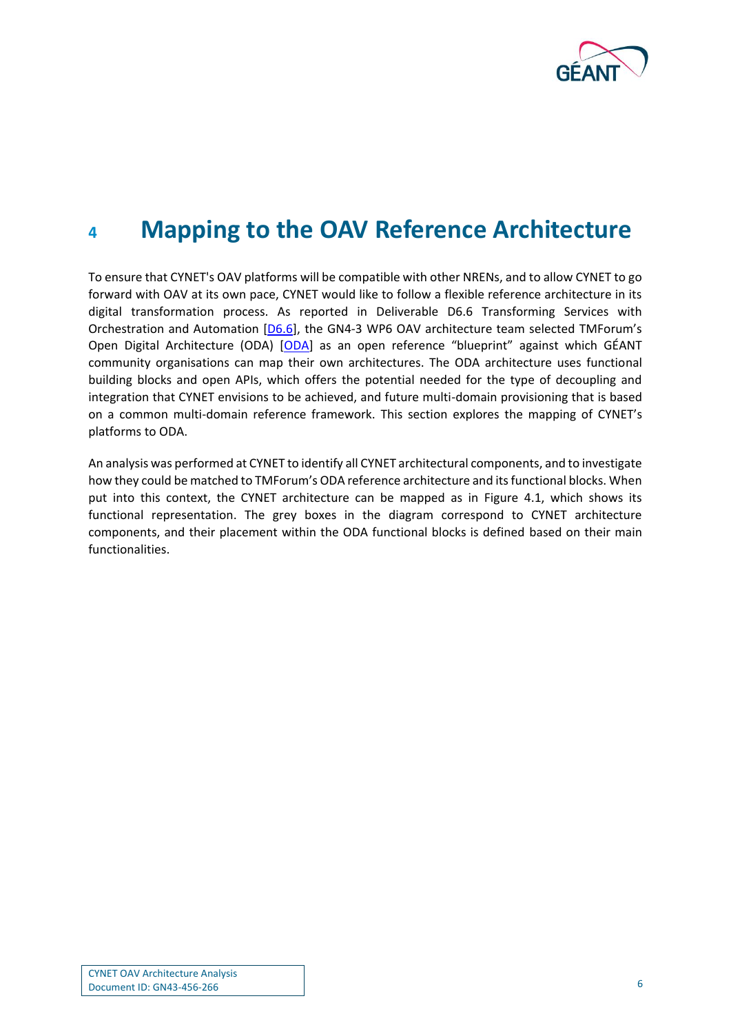# 4 Mapping to the OAV Reference Architecture

To ensure that CYNET's OAV platforms will be compatible with other NRENs, and to allow CYNET to go forward with OAV at its own pace, CYNET would like to follow a flexible reference architecture in its digital transformation process. As reported in Deliverable D6.6 Transforming Services with Orchestration and Automation [D6.6], the GN4-3 WP6 OAV architecture team selected TMForum's Open Digital Architecture (ODA) [ODA] as an open reference "blueprint" against which GÉANT community organisations can map their own architectures. The ODA architecture uses functional building blocks and open APIs, which offers the potential needed for the type of decoupling and integration that CYNET envisions to be achieved, and future multi-domain provisioning that is based on a common multi-domain reference framework. This section explores the mapping of CYNET's platforms to ODA.

An analysis was performed at CYNET to identify all CYNET architectural components, and to investigate how they could be matched to TMForum's ODA reference architecture and its functional blocks. When put into this context, the CYNET architecture can be mapped as in Figure 4.1, which shows its functional representation. The grey boxes in the diagram correspond to CYNET architecture components, and their placement within the ODA functional blocks is defined based on their main functionalities.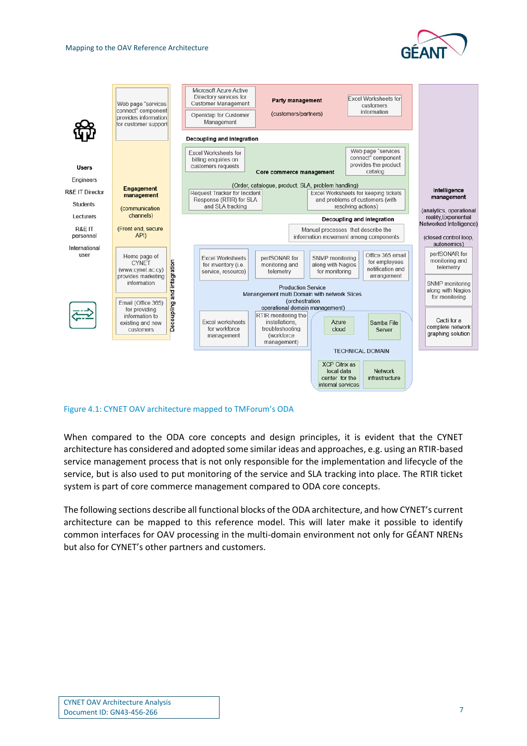Users
Engineers
R&E IT Director
Students
Lecturers
R&E IT personnel
International user

Web page "services connect" component provides information for customer support

Engagement management
(communication channels)
(Front end, secure API)

Home page of CYNET (www.cynet.ac.cy) provides marketing information

Email (Office 365) for providing information to existing and new customers

Decoupling and integration

Microsoft Azure Active Directory services for Customer Management

Openldap for Customer Management

Party management
(customers/partners)

Excel Worksheets for customers information

Decoupling and integration

Excel Worksheets for billing enquiries on customers requests

Core commerce management
(Order, catalogue, product, SLA, problem handling)

Web page "services connect" component provides the product catalog

Request Tracker for Incident Response (RTIR) for SLA and SLA tracking

Excel Worksheets for keeping tickets and problems of customers (with resolving actions)

Decoupling and integration

Manual processes that describe the information movement among components

Excel Worksheets for inventory (i.e. service, resource)

perfSONAR for monitoring and telemetry

SNMP monitoring along with Nagios for monitoring

Office 365 email for employees notification and arrangement

Production Service
Manangement multi Domain with network Slices
(orchestration
operational domain management)

Excel worksheets for workforce management

RTIR monitoring the installations, troubleshooting (workforce management)

Azure cloud

Samba File Server

TECHNICAL DOMAIN

XCP Citrix as local data center for the internal services

Network infrastructure

Intelligence management
(analytics, operational reality,Experiential Networked Intelligence)
(closed control loop, autonomics)

perfSONAR for monitoring and telemetry

SNMP monitoring along with Nagios for monitoring

Cacti for a complete network graphing solution

Figure 4.1: CYNET OAV architecture mapped to TMForum's ODA

When compared to the ODA core concepts and design principles, it is evident that the CYNET architecture has considered and adopted some similar ideas and approaches, e.g. using an RTIR-based service management process that is not only responsible for the implementation and lifecycle of the service, but is also used to put monitoring of the service and SLA tracking into place. The RTIR ticket system is part of core commerce management compared to ODA core concepts.

The following sections describe all functional blocks of the ODA architecture, and how CYNET's current architecture can be mapped to this reference model. This will later make it possible to identify common interfaces for OAV processing in the multi-domain environment not only for GÉANT NRENs but also for CYNET's other partners and customers.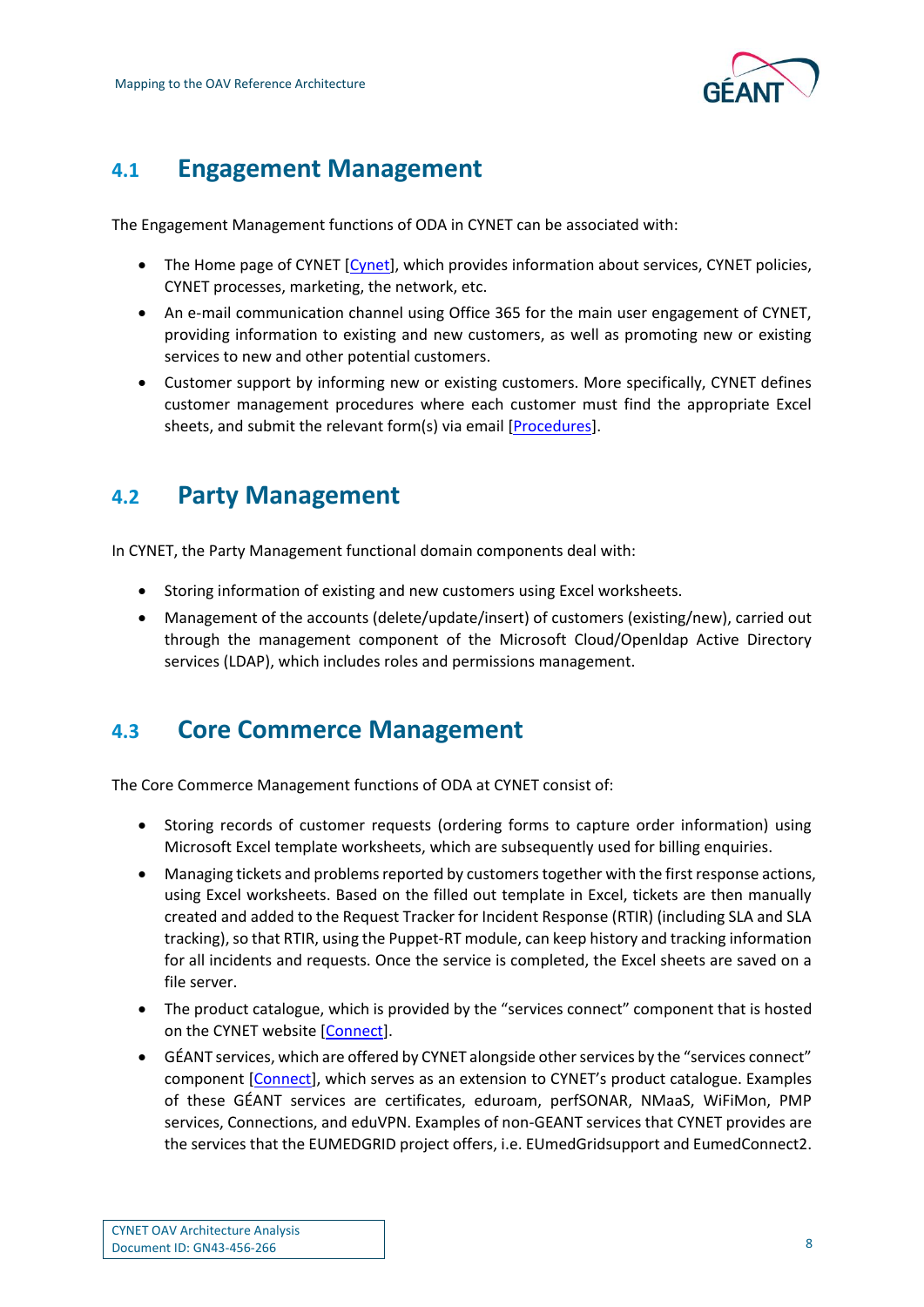## 4.1 Engagement Management

The Engagement Management functions of ODA in CYNET can be associated with:

- The Home page of CYNET [Cynet], which provides information about services, CYNET policies, CYNET processes, marketing, the network, etc.
- An e-mail communication channel using Office 365 for the main user engagement of CYNET, providing information to existing and new customers, as well as promoting new or existing services to new and other potential customers.
- Customer support by informing new or existing customers. More specifically, CYNET defines customer management procedures where each customer must find the appropriate Excel sheets, and submit the relevant form(s) via email [Procedures].

## 4.2 Party Management

In CYNET, the Party Management functional domain components deal with:

- Storing information of existing and new customers using Excel worksheets.
- Management of the accounts (delete/update/insert) of customers (existing/new), carried out through the management component of the Microsoft Cloud/Openldap Active Directory services (LDAP), which includes roles and permissions management.

## 4.3 Core Commerce Management

The Core Commerce Management functions of ODA at CYNET consist of:

- Storing records of customer requests (ordering forms to capture order information) using Microsoft Excel template worksheets, which are subsequently used for billing enquiries.
- Managing tickets and problems reported by customers together with the first response actions, using Excel worksheets. Based on the filled out template in Excel, tickets are then manually created and added to the Request Tracker for Incident Response (RTIR) (including SLA and SLA tracking), so that RTIR, using the Puppet-RT module, can keep history and tracking information for all incidents and requests. Once the service is completed, the Excel sheets are saved on a file server.
- The product catalogue, which is provided by the "services connect" component that is hosted on the CYNET website [Connect].
- GÉANT services, which are offered by CYNET alongside other services by the "services connect" component [Connect], which serves as an extension to CYNET's product catalogue. Examples of these GÉANT services are certificates, eduroam, perfSONAR, NMaaS, WiFiMon, PMP services, Connections, and eduVPN. Examples of non-GEANT services that CYNET provides are the services that the EUMEDGRID project offers, i.e. EUmedGridsupport and EumedConnect2.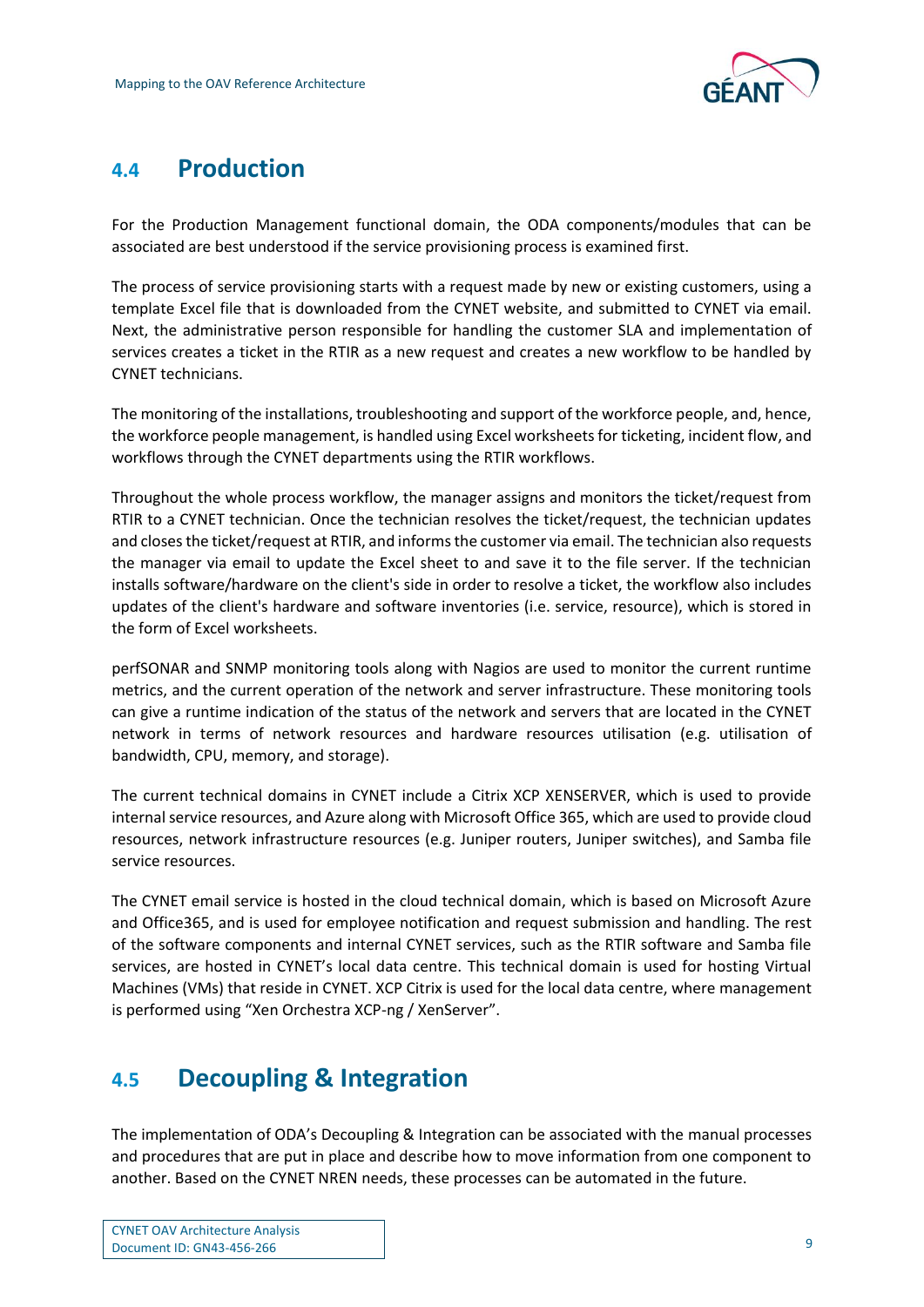## 4.4 Production

For the Production Management functional domain, the ODA components/modules that can be associated are best understood if the service provisioning process is examined first.

The process of service provisioning starts with a request made by new or existing customers, using a template Excel file that is downloaded from the CYNET website, and submitted to CYNET via email. Next, the administrative person responsible for handling the customer SLA and implementation of services creates a ticket in the RTIR as a new request and creates a new workflow to be handled by CYNET technicians.

The monitoring of the installations, troubleshooting and support of the workforce people, and, hence, the workforce people management, is handled using Excel worksheets for ticketing, incident flow, and workflows through the CYNET departments using the RTIR workflows.

Throughout the whole process workflow, the manager assigns and monitors the ticket/request from RTIR to a CYNET technician. Once the technician resolves the ticket/request, the technician updates and closes the ticket/request at RTIR, and informs the customer via email. The technician also requests the manager via email to update the Excel sheet to and save it to the file server. If the technician installs software/hardware on the client's side in order to resolve a ticket, the workflow also includes updates of the client's hardware and software inventories (i.e. service, resource), which is stored in the form of Excel worksheets.

perfSONAR and SNMP monitoring tools along with Nagios are used to monitor the current runtime metrics, and the current operation of the network and server infrastructure. These monitoring tools can give a runtime indication of the status of the network and servers that are located in the CYNET network in terms of network resources and hardware resources utilisation (e.g. utilisation of bandwidth, CPU, memory, and storage).

The current technical domains in CYNET include a Citrix XCP XENSERVER, which is used to provide internal service resources, and Azure along with Microsoft Office 365, which are used to provide cloud resources, network infrastructure resources (e.g. Juniper routers, Juniper switches), and Samba file service resources.

The CYNET email service is hosted in the cloud technical domain, which is based on Microsoft Azure and Office365, and is used for employee notification and request submission and handling. The rest of the software components and internal CYNET services, such as the RTIR software and Samba file services, are hosted in CYNET's local data centre. This technical domain is used for hosting Virtual Machines (VMs) that reside in CYNET. XCP Citrix is used for the local data centre, where management is performed using "Xen Orchestra XCP-ng / XenServer".

## 4.5 Decoupling & Integration

The implementation of ODA's Decoupling & Integration can be associated with the manual processes and procedures that are put in place and describe how to move information from one component to another. Based on the CYNET NREN needs, these processes can be automated in the future.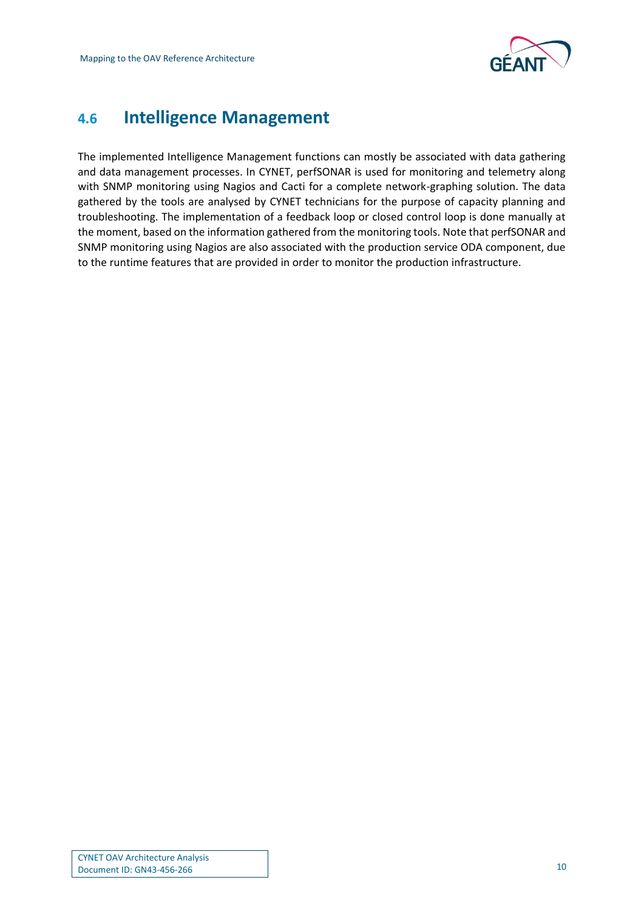## 4.6 Intelligence Management

The implemented Intelligence Management functions can mostly be associated with data gathering and data management processes. In CYNET, perfSONAR is used for monitoring and telemetry along with SNMP monitoring using Nagios and Cacti for a complete network-graphing solution. The data gathered by the tools are analysed by CYNET technicians for the purpose of capacity planning and troubleshooting. The implementation of a feedback loop or closed control loop is done manually at the moment, based on the information gathered from the monitoring tools. Note that perfSONAR and SNMP monitoring using Nagios are also associated with the production service ODA component, due to the runtime features that are provided in order to monitor the production infrastructure.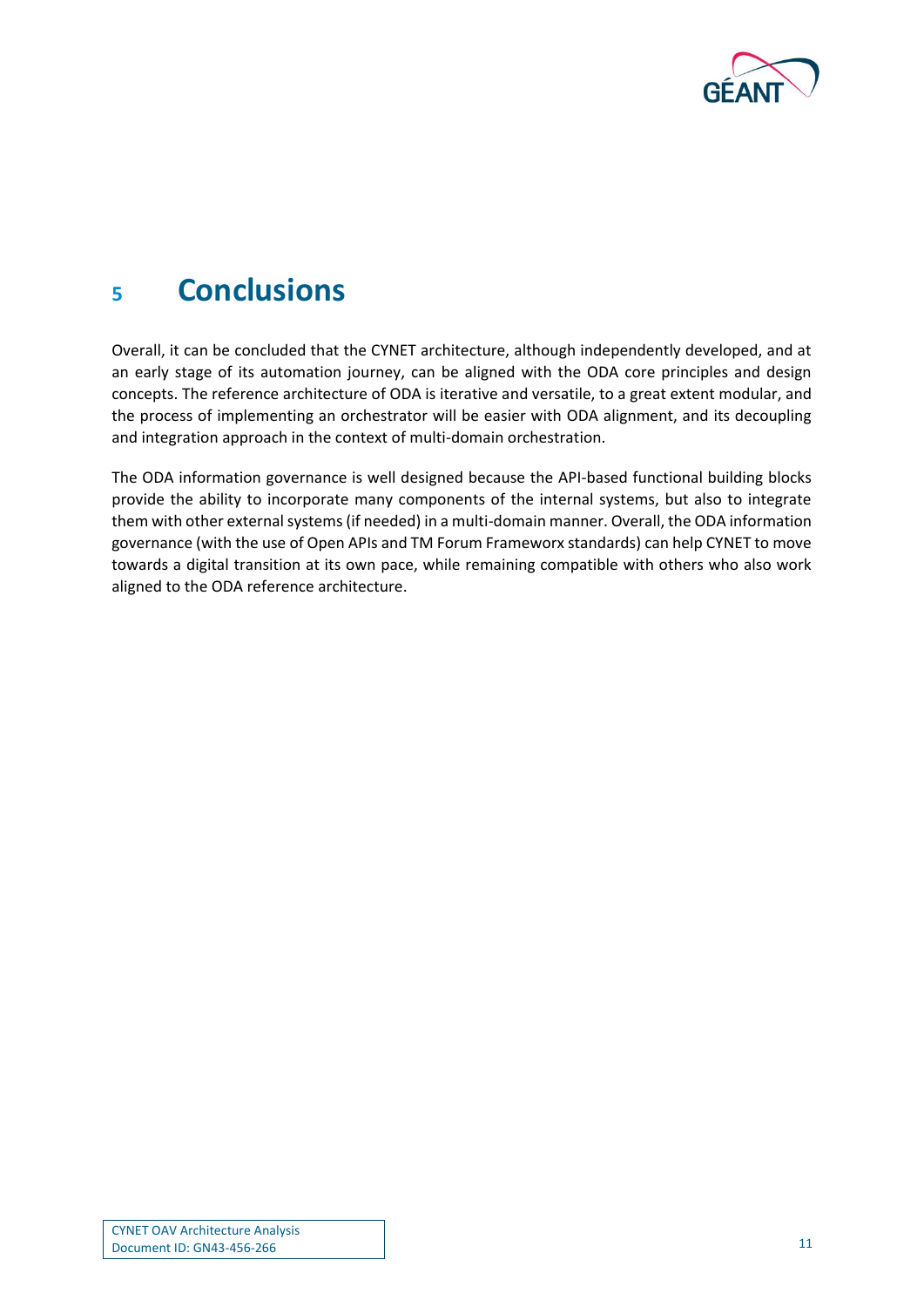# 5 Conclusions

Overall, it can be concluded that the CYNET architecture, although independently developed, and at an early stage of its automation journey, can be aligned with the ODA core principles and design concepts. The reference architecture of ODA is iterative and versatile, to a great extent modular, and the process of implementing an orchestrator will be easier with ODA alignment, and its decoupling and integration approach in the context of multi-domain orchestration.

The ODA information governance is well designed because the API-based functional building blocks provide the ability to incorporate many components of the internal systems, but also to integrate them with other external systems (if needed) in a multi-domain manner. Overall, the ODA information governance (with the use of Open APIs and TM Forum Frameworx standards) can help CYNET to move towards a digital transition at its own pace, while remaining compatible with others who also work aligned to the ODA reference architecture.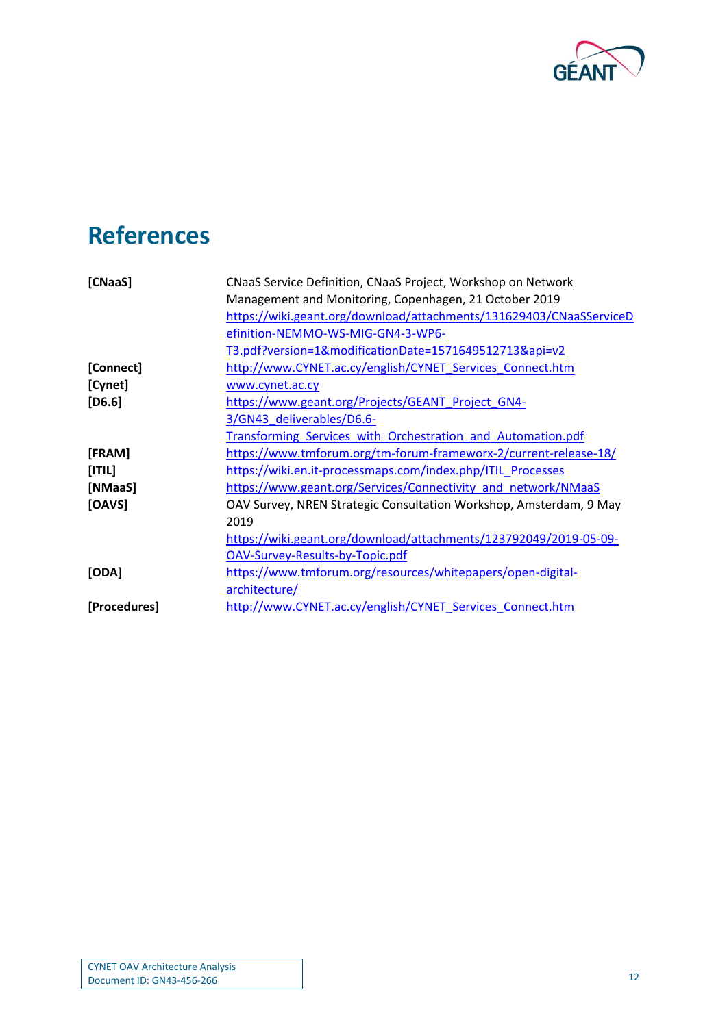# References

| | |
|---|---|
| **[CNaaS]** | CNaaS Service Definition, CNaaS Project, Workshop on Network Management and Monitoring, Copenhagen, 21 October 2019 https://wiki.geant.org/download/attachments/131629403/CNaaSServiceDefinition-NEMMO-WS-MIG-GN4-3-WP6-T3.pdf?version=1&modificationDate=1571649512713&api=v2 |
| **[Connect]** | http://www.CYNET.ac.cy/english/CYNET_Services_Connect.htm |
| **[Cynet]** | www.cynet.ac.cy |
| **[D6.6]** | https://www.geant.org/Projects/GEANT_Project_GN4-3/GN43_deliverables/D6.6-Transforming_Services_with_Orchestration_and_Automation.pdf |
| **[FRAM]** | https://www.tmforum.org/tm-forum-frameworx-2/current-release-18/ |
| **[ITIL]** | https://wiki.en.it-processmaps.com/index.php/ITIL_Processes |
| **[NMaaS]** | https://www.geant.org/Services/Connectivity_and_network/NMaaS |
| **[OAVS]** | OAV Survey, NREN Strategic Consultation Workshop, Amsterdam, 9 May 2019 https://wiki.geant.org/download/attachments/123792049/2019-05-09-OAV-Survey-Results-by-Topic.pdf |
| **[ODA]** | https://www.tmforum.org/resources/whitepapers/open-digital-architecture/ |
| **[Procedures]** | http://www.CYNET.ac.cy/english/CYNET_Services_Connect.htm |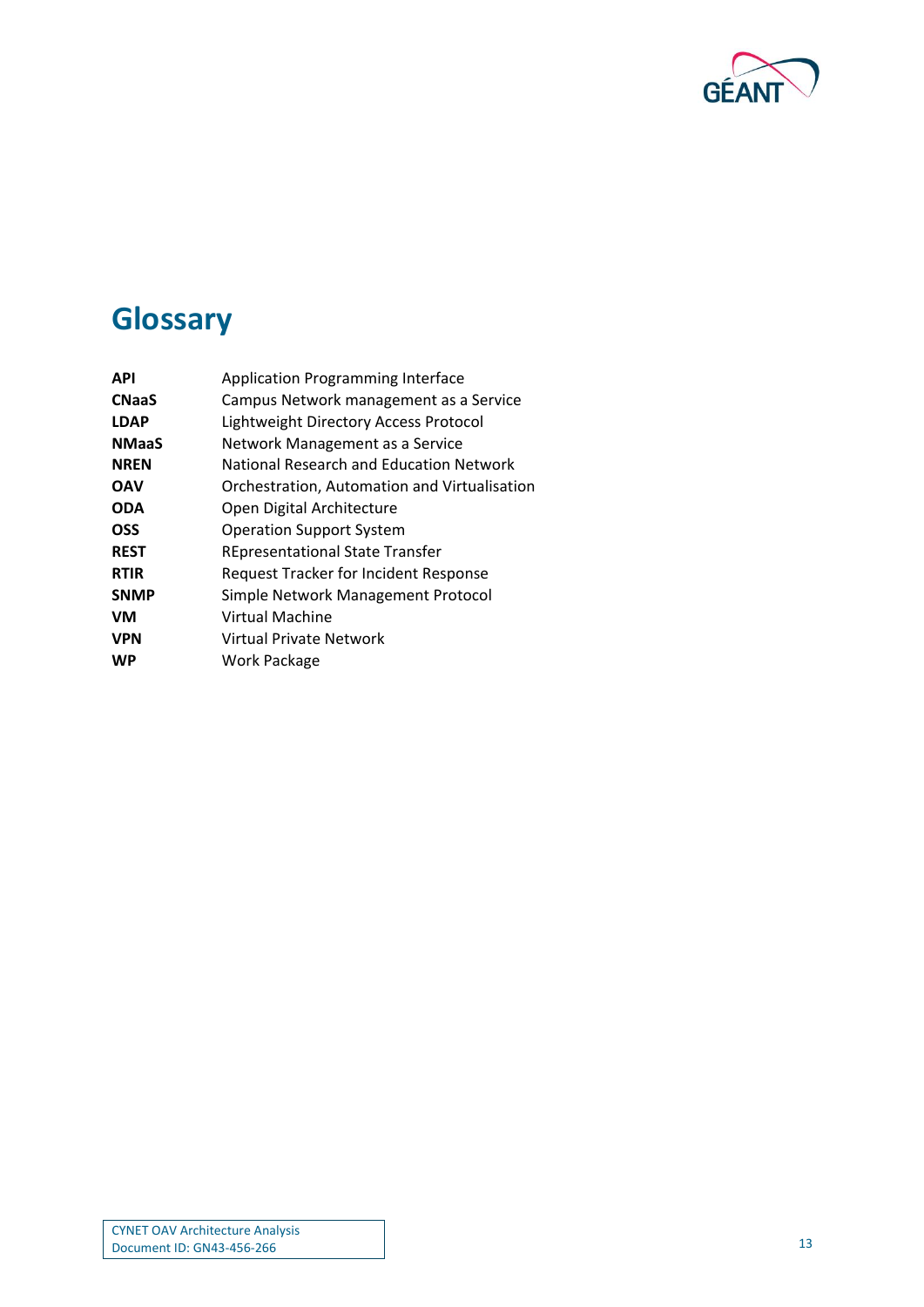# Glossary

| | |
|---|---|
| **API** | Application Programming Interface |
| **CNaaS** | Campus Network management as a Service |
| **LDAP** | Lightweight Directory Access Protocol |
| **NMaaS** | Network Management as a Service |
| **NREN** | National Research and Education Network |
| **OAV** | Orchestration, Automation and Virtualisation |
| **ODA** | Open Digital Architecture |
| **OSS** | Operation Support System |
| **REST** | REpresentational State Transfer |
| **RTIR** | Request Tracker for Incident Response |
| **SNMP** | Simple Network Management Protocol |
| **VM** | Virtual Machine |
| **VPN** | Virtual Private Network |
| **WP** | Work Package |